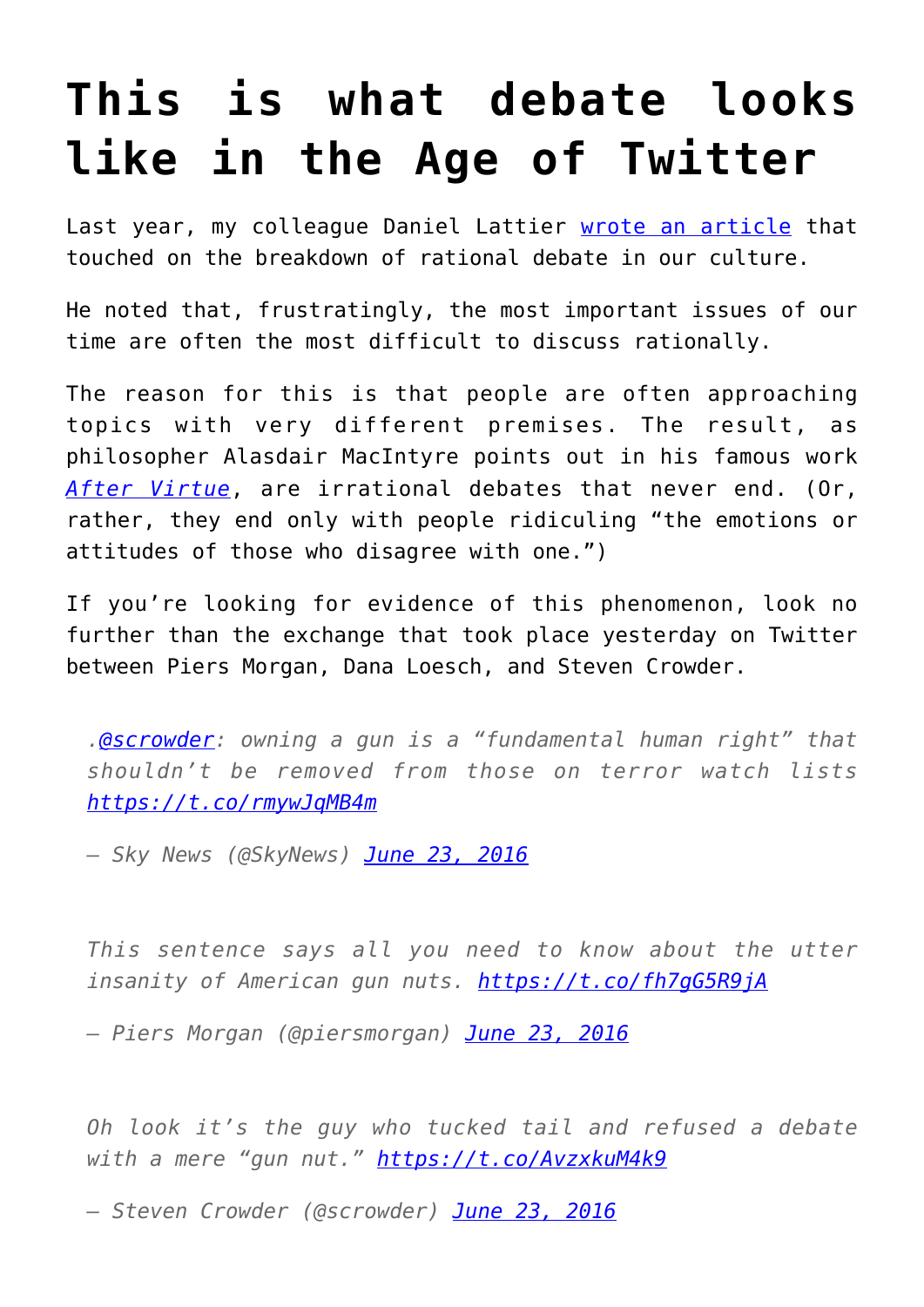# This is what debate looks like in the Age of Twitter

Last year, my colleague Daniel Lattier [wrote an article](#) that touched on the breakdown of rational debate in our culture.

He noted that, frustratingly, the most important issues of our time are often the most difficult to discuss rationally.

The reason for this is that people are often approaching topics with very different premises. The result, as philosopher Alasdair MacIntyre points out in his famous work [*After Virtue*](#), are irrational debates that never end. (Or, rather, they end only with people ridiculing "the emotions or attitudes of those who disagree with one.")

If you're looking for evidence of this phenomenon, look no further than the exchange that took place yesterday on Twitter between Piers Morgan, Dana Loesch, and Steven Crowder.

> *.@scrowder: owning a gun is a "fundamental human right" that shouldn't be removed from those on terror watch lists https://t.co/rmywJqMB4m*
>
> *— Sky News (@SkyNews) June 23, 2016*

> *This sentence says all you need to know about the utter insanity of American gun nuts. https://t.co/fh7gG5R9jA*
>
> *— Piers Morgan (@piersmorgan) June 23, 2016*

> *Oh look it's the guy who tucked tail and refused a debate with a mere "gun nut." https://t.co/AvzxkuM4k9*
>
> *— Steven Crowder (@scrowder) June 23, 2016*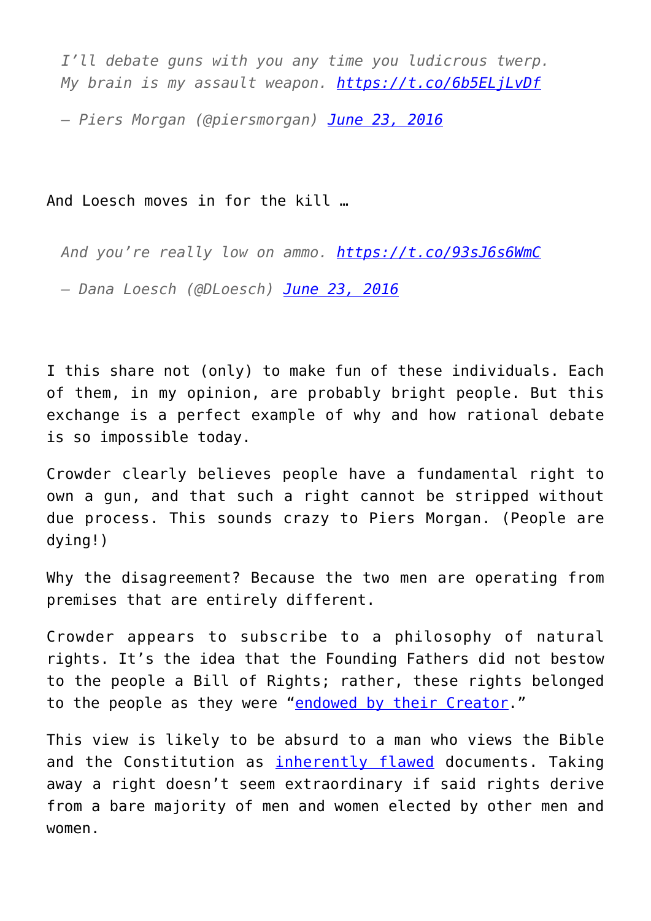> *I'll debate guns with you any time you ludicrous twerp. My brain is my assault weapon. [https://t.co/6b5ELjLvDf](https://t.co/6b5ELjLvDf)*
>
> *— Piers Morgan (@piersmorgan) [June 23, 2016](#)*

And Loesch moves in for the kill …

> *And you're really low on ammo. [https://t.co/93sJ6s6WmC](https://t.co/93sJ6s6WmC)*
>
> *— Dana Loesch (@DLoesch) [June 23, 2016](#)*

I this share not (only) to make fun of these individuals. Each of them, in my opinion, are probably bright people. But this exchange is a perfect example of why and how rational debate is so impossible today.

Crowder clearly believes people have a fundamental right to own a gun, and that such a right cannot be stripped without due process. This sounds crazy to Piers Morgan. (People are dying!)

Why the disagreement? Because the two men are operating from premises that are entirely different.

Crowder appears to subscribe to a philosophy of natural rights. It's the idea that the Founding Fathers did not bestow to the people a Bill of Rights; rather, these rights belonged to the people as they were "[endowed by their Creator](#)."

This view is likely to be absurd to a man who views the Bible and the Constitution as [inherently flawed](#) documents. Taking away a right doesn't seem extraordinary if said rights derive from a bare majority of men and women elected by other men and women.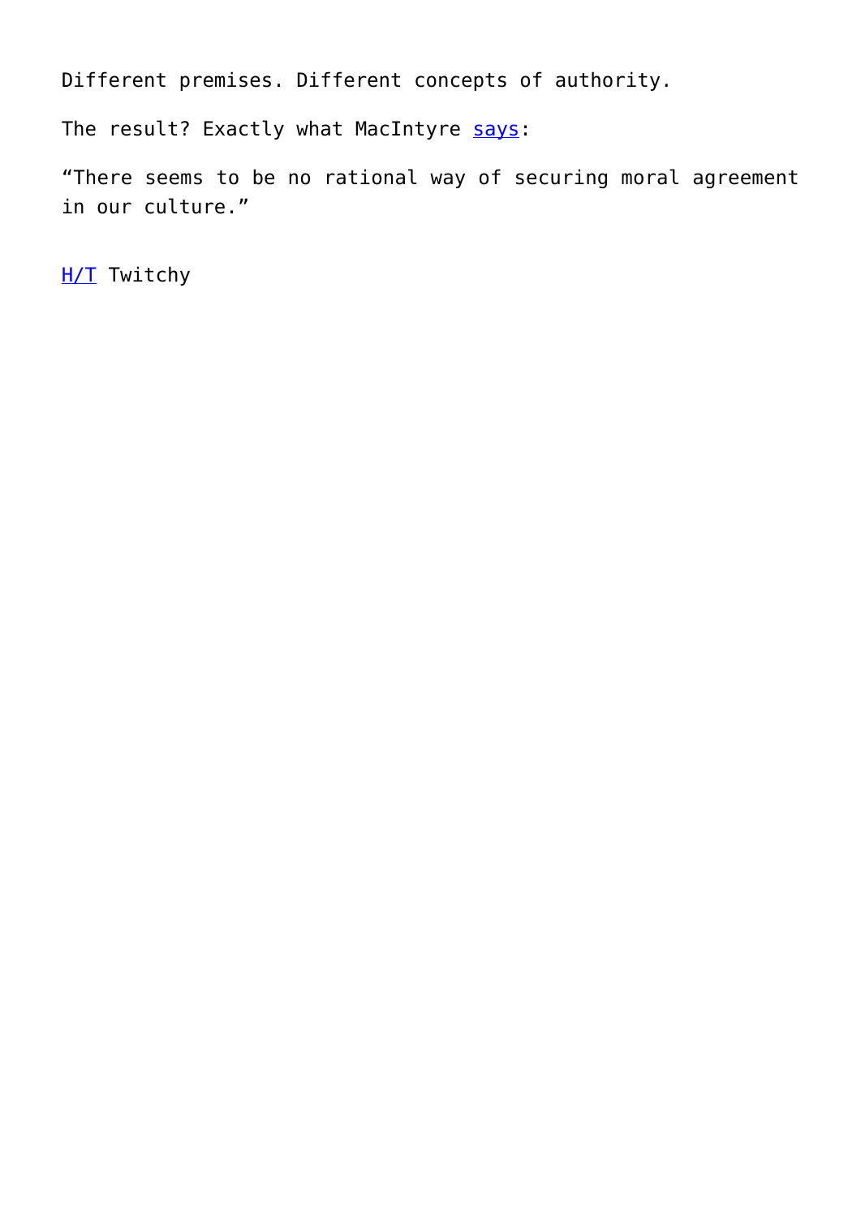Different premises. Different concepts of authority.

The result? Exactly what MacIntyre says:

"There seems to be no rational way of securing moral agreement in our culture."

H/T Twitchy